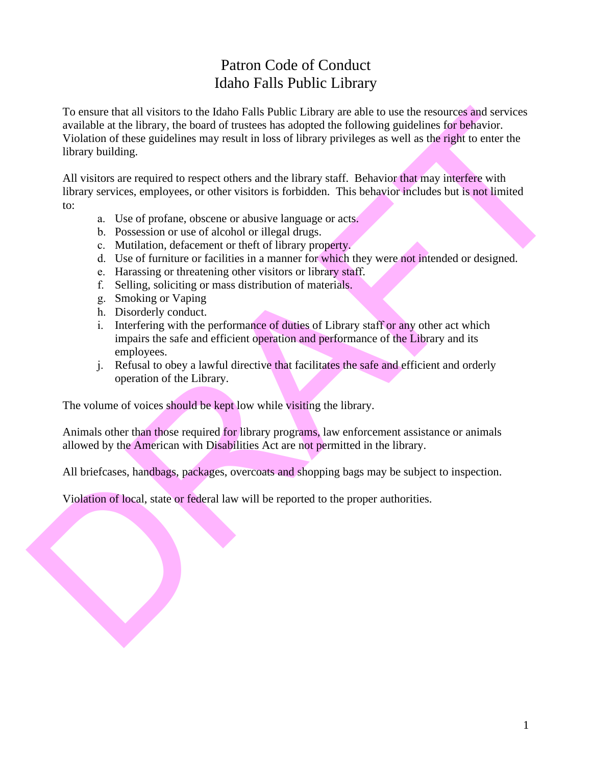# Patron Code of Conduct
# Idaho Falls Public Library

To ensure that all visitors to the Idaho Falls Public Library are able to use the resources and services available at the library, the board of trustees has adopted the following guidelines for behavior. Violation of these guidelines may result in loss of library privileges as well as the right to enter the library building.

All visitors are required to respect others and the library staff. Behavior that may interfere with library services, employees, or other visitors is forbidden. This behavior includes but is not limited to:

a. Use of profane, obscene or abusive language or acts.
b. Possession or use of alcohol or illegal drugs.
c. Mutilation, defacement or theft of library property.
d. Use of furniture or facilities in a manner for which they were not intended or designed.
e. Harassing or threatening other visitors or library staff.
f. Selling, soliciting or mass distribution of materials.
g. Smoking or Vaping
h. Disorderly conduct.
i. Interfering with the performance of duties of Library staff or any other act which impairs the safe and efficient operation and performance of the Library and its employees.
j. Refusal to obey a lawful directive that facilitates the safe and efficient and orderly operation of the Library.

The volume of voices should be kept low while visiting the library.

Animals other than those required for library programs, law enforcement assistance or animals allowed by the American with Disabilities Act are not permitted in the library.

All briefcases, handbags, packages, overcoats and shopping bags may be subject to inspection.

Violation of local, state or federal law will be reported to the proper authorities.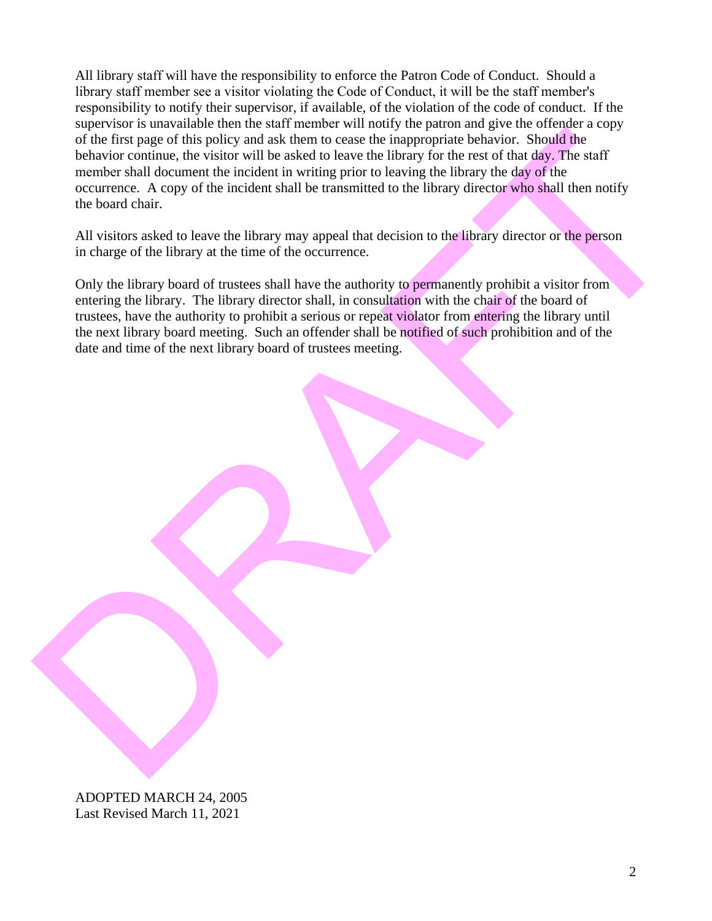All library staff will have the responsibility to enforce the Patron Code of Conduct. Should a library staff member see a visitor violating the Code of Conduct, it will be the staff member's responsibility to notify their supervisor, if available, of the violation of the code of conduct. If the supervisor is unavailable then the staff member will notify the patron and give the offender a copy of the first page of this policy and ask them to cease the inappropriate behavior. Should the behavior continue, the visitor will be asked to leave the library for the rest of that day. The staff member shall document the incident in writing prior to leaving the library the day of the occurrence. A copy of the incident shall be transmitted to the library director who shall then notify the board chair.

All visitors asked to leave the library may appeal that decision to the library director or the person in charge of the library at the time of the occurrence.

Only the library board of trustees shall have the authority to permanently prohibit a visitor from entering the library. The library director shall, in consultation with the chair of the board of trustees, have the authority to prohibit a serious or repeat violator from entering the library until the next library board meeting. Such an offender shall be notified of such prohibition and of the date and time of the next library board of trustees meeting.

DRAFT

ADOPTED MARCH 24, 2005
Last Revised March 11, 2021